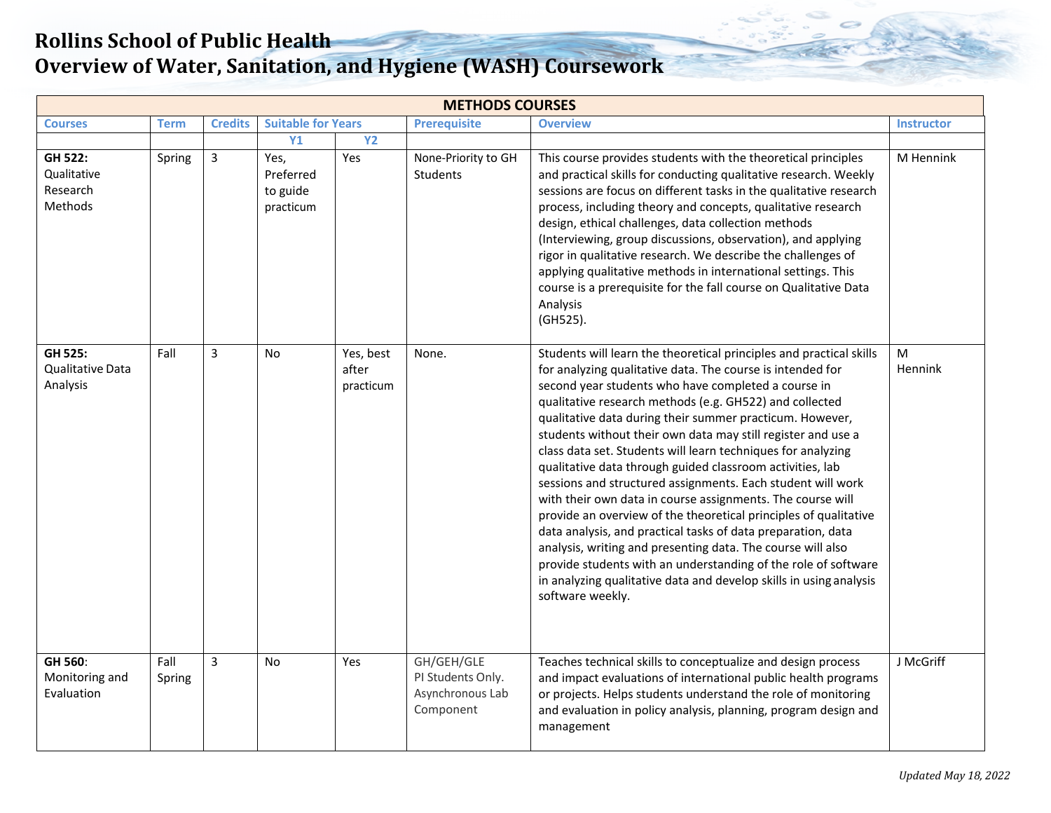# Rollins School of Public Health
# Overview of Water, Sanitation, and Hygiene (WASH) Coursework

| METHODS COURSES | | | | | | | |
|---|---|---|---|---|---|---|---|
| **Courses** | **Term** | **Credits** | **Suitable for Years** | | **Prerequisite** | **Overview** | **Instructor** |
| | | | **Y1** | **Y2** | | | |
| **GH 522:** Qualitative Research Methods | Spring | 3 | Yes, Preferred to guide practicum | Yes | None-Priority to GH Students | This course provides students with the theoretical principles and practical skills for conducting qualitative research. Weekly sessions are focus on different tasks in the qualitative research process, including theory and concepts, qualitative research design, ethical challenges, data collection methods (Interviewing, group discussions, observation), and applying rigor in qualitative research. We describe the challenges of applying qualitative methods in international settings. This course is a prerequisite for the fall course on Qualitative Data Analysis (GH525). | M Hennink |
| **GH 525:** Qualitative Data Analysis | Fall | 3 | No | Yes, best after practicum | None. | Students will learn the theoretical principles and practical skills for analyzing qualitative data. The course is intended for second year students who have completed a course in qualitative research methods (e.g. GH522) and collected qualitative data during their summer practicum. However, students without their own data may still register and use a class data set. Students will learn techniques for analyzing qualitative data through guided classroom activities, lab sessions and structured assignments. Each student will work with their own data in course assignments. The course will provide an overview of the theoretical principles of qualitative data analysis, and practical tasks of data preparation, data analysis, writing and presenting data. The course will also provide students with an understanding of the role of software in analyzing qualitative data and develop skills in using analysis software weekly. | M Hennink |
| **GH 560**: Monitoring and Evaluation | Fall Spring | 3 | No | Yes | GH/GEH/GLE PI Students Only. Asynchronous Lab Component | Teaches technical skills to conceptualize and design process and impact evaluations of international public health programs or projects. Helps students understand the role of monitoring and evaluation in policy analysis, planning, program design and management | J McGriff |

*Updated May 18, 2022*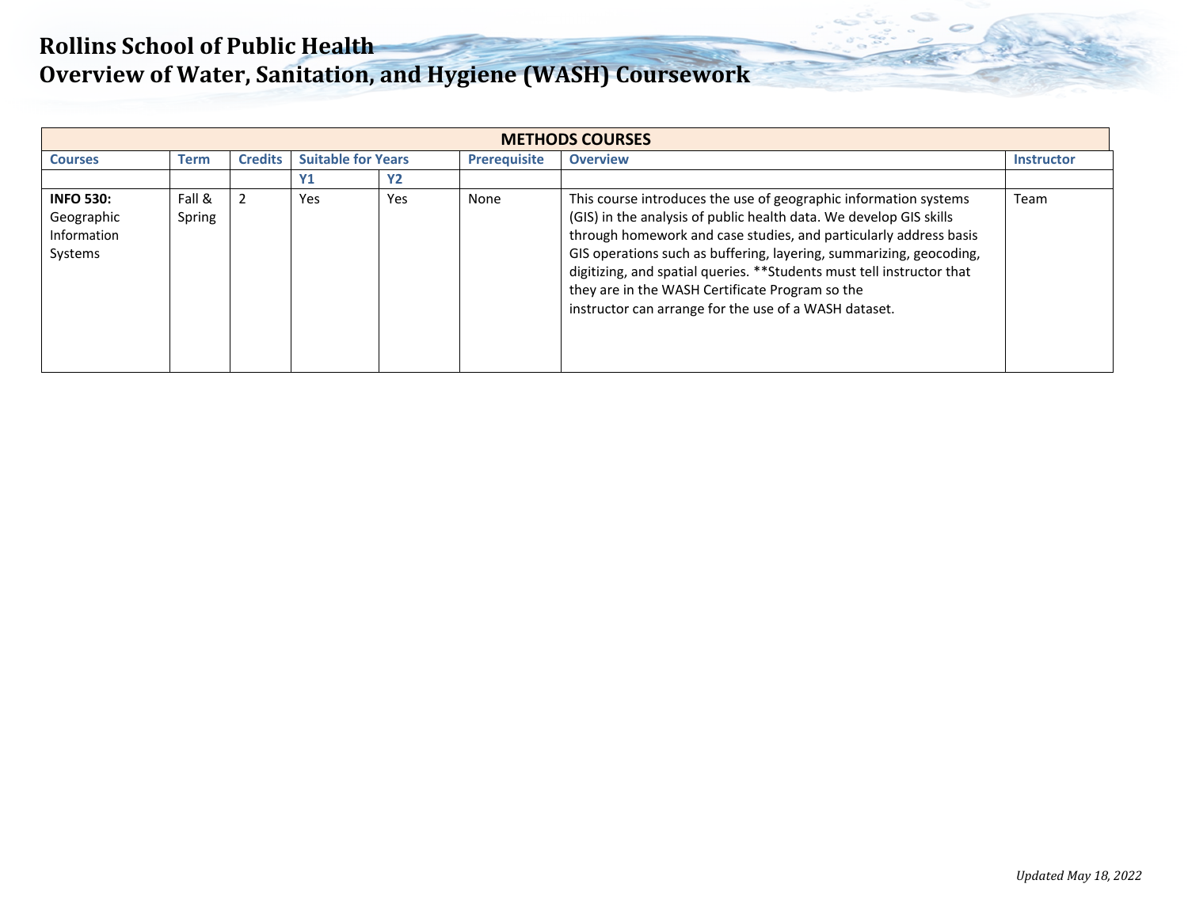# Rollins School of Public Health
# Overview of Water, Sanitation, and Hygiene (WASH) Coursework

| METHODS COURSES | | | | | | | |
|---|---|---|---|---|---|---|---|
| **Courses** | **Term** | **Credits** | **Suitable for Years** | | **Prerequisite** | **Overview** | **Instructor** |
| | | | **Y1** | **Y2** | | | |
| **INFO 530:** Geographic Information Systems | Fall & Spring | 2 | Yes | Yes | None | This course introduces the use of geographic information systems (GIS) in the analysis of public health data. We develop GIS skills through homework and case studies, and particularly address basis GIS operations such as buffering, layering, summarizing, geocoding, digitizing, and spatial queries. **Students must tell instructor that they are in the WASH Certificate Program so the instructor can arrange for the use of a WASH dataset. | Team |

*Updated May 18, 2022*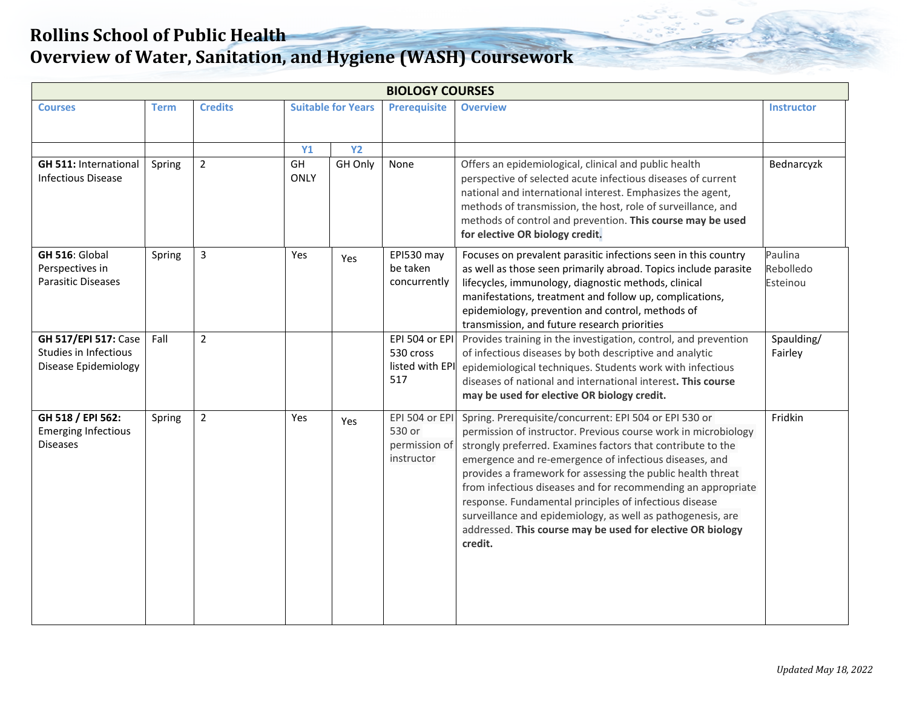# Rollins School of Public Health
# Overview of Water, Sanitation, and Hygiene (WASH) Coursework

| BIOLOGY COURSES | | | | | | | |
|---|---|---|---|---|---|---|---|
| **Courses** | **Term** | **Credits** | **Suitable for Years** | | **Prerequisite** | **Overview** | **Instructor** |
| | | | **Y1** | **Y2** | | | |
| **GH 511:** International Infectious Disease | Spring | 2 | GH ONLY | GH Only | None | Offers an epidemiological, clinical and public health perspective of selected acute infectious diseases of current national and international interest. Emphasizes the agent, methods of transmission, the host, role of surveillance, and methods of control and prevention. **This course may be used for elective OR biology credit.** | Bednarcyzk |
| **GH 516**: Global Perspectives in Parasitic Diseases | Spring | 3 | Yes | Yes | EPI530 may be taken concurrently | Focuses on prevalent parasitic infections seen in this country as well as those seen primarily abroad. Topics include parasite lifecycles, immunology, diagnostic methods, clinical manifestations, treatment and follow up, complications, epidemiology, prevention and control, methods of transmission, and future research priorities | Paulina Rebolledo Esteinou |
| **GH 517/EPI 517:** Case Studies in Infectious Disease Epidemiology | Fall | 2 | | | EPI 504 or EPI 530 cross listed with EPI 517 | Provides training in the investigation, control, and prevention of infectious diseases by both descriptive and analytic epidemiological techniques. Students work with infectious diseases of national and international interest**. This course may be used for elective OR biology credit.** | Spaulding/ Fairley |
| **GH 518 / EPI 562:** Emerging Infectious Diseases | Spring | 2 | Yes | Yes | EPI 504 or EPI 530 or permission of instructor | Spring. Prerequisite/concurrent: EPI 504 or EPI 530 or permission of instructor. Previous course work in microbiology strongly preferred. Examines factors that contribute to the emergence and re-emergence of infectious diseases, and provides a framework for assessing the public health threat from infectious diseases and for recommending an appropriate response. Fundamental principles of infectious disease surveillance and epidemiology, as well as pathogenesis, are addressed. **This course may be used for elective OR biology credit.** | Fridkin |

*Updated May 18, 2022*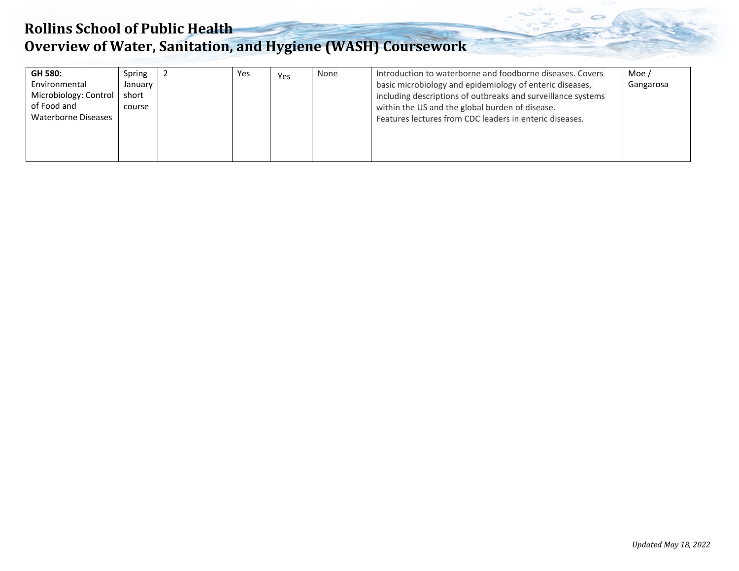# Rollins School of Public Health
# Overview of Water, Sanitation, and Hygiene (WASH) Coursework

| | | | | | | | |
|---|---|---|---|---|---|---|---|
| **GH 580:** Environmental Microbiology: Control of Food and Waterborne Diseases | Spring January short course | 2 | Yes | Yes | None | Introduction to waterborne and foodborne diseases. Covers basic microbiology and epidemiology of enteric diseases, including descriptions of outbreaks and surveillance systems within the US and the global burden of disease. Features lectures from CDC leaders in enteric diseases. | Moe / Gangarosa |

*Updated May 18, 2022*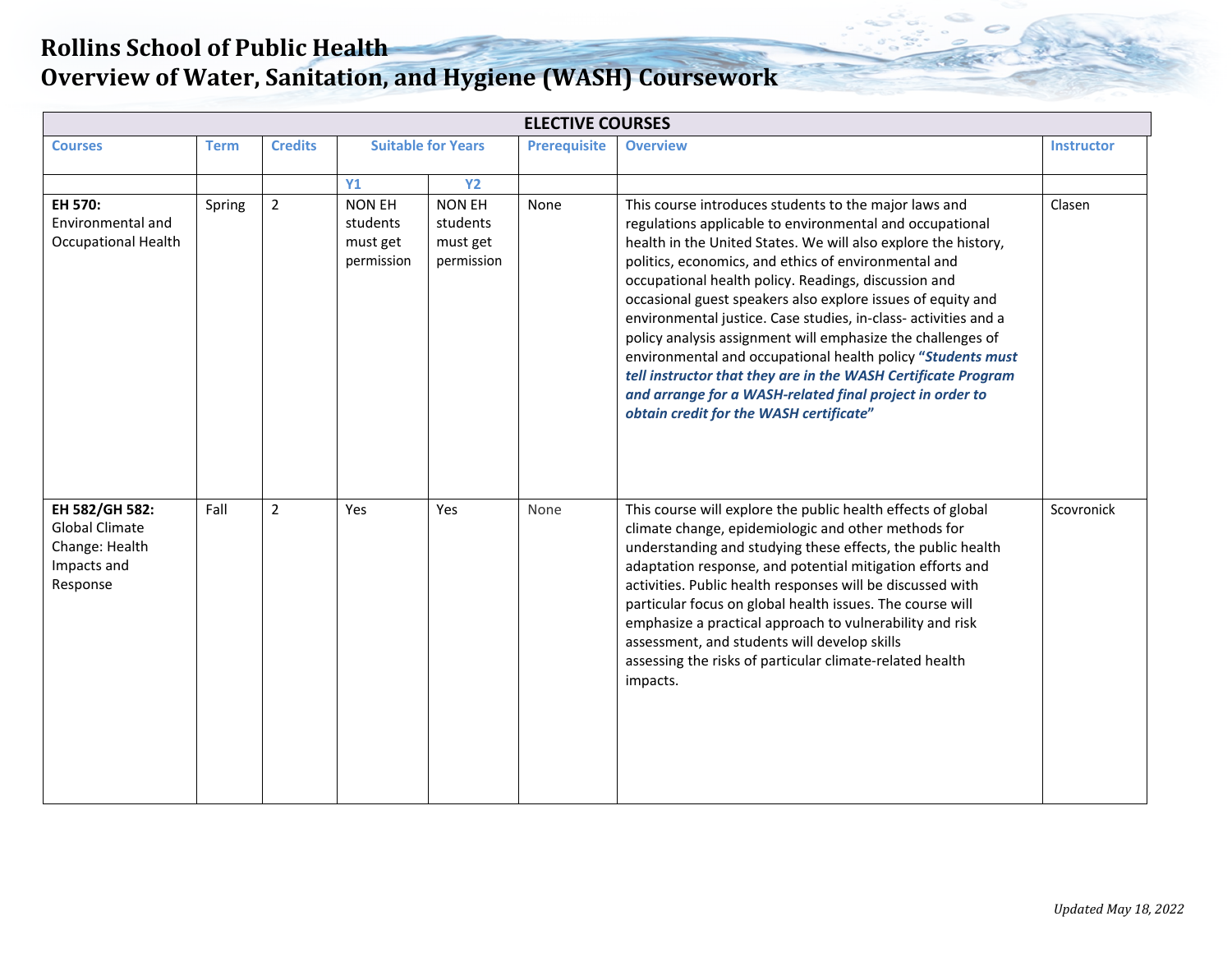# Rollins School of Public Health
# Overview of Water, Sanitation, and Hygiene (WASH) Coursework

| ELECTIVE COURSES | | | | | | | |
|---|---|---|---|---|---|---|---|
| **Courses** | **Term** | **Credits** | **Suitable for Years** | | **Prerequisite** | **Overview** | **Instructor** |
| | | | **Y1** | **Y2** | | | |
| **EH 570:** Environmental and Occupational Health | Spring | 2 | NON EH students must get permission | NON EH students must get permission | None | This course introduces students to the major laws and regulations applicable to environmental and occupational health in the United States. We will also explore the history, politics, economics, and ethics of environmental and occupational health policy. Readings, discussion and occasional guest speakers also explore issues of equity and environmental justice. Case studies, in-class- activities and a policy analysis assignment will emphasize the challenges of environmental and occupational health policy ***"Students must tell instructor that they are in the WASH Certificate Program and arrange for a WASH-related final project in order to obtain credit for the WASH certificate"*** | Clasen |
| **EH 582/GH 582:** Global Climate Change: Health Impacts and Response | Fall | 2 | Yes | Yes | None | This course will explore the public health effects of global climate change, epidemiologic and other methods for understanding and studying these effects, the public health adaptation response, and potential mitigation efforts and activities. Public health responses will be discussed with particular focus on global health issues. The course will emphasize a practical approach to vulnerability and risk assessment, and students will develop skills assessing the risks of particular climate-related health impacts. | Scovronick |

*Updated May 18, 2022*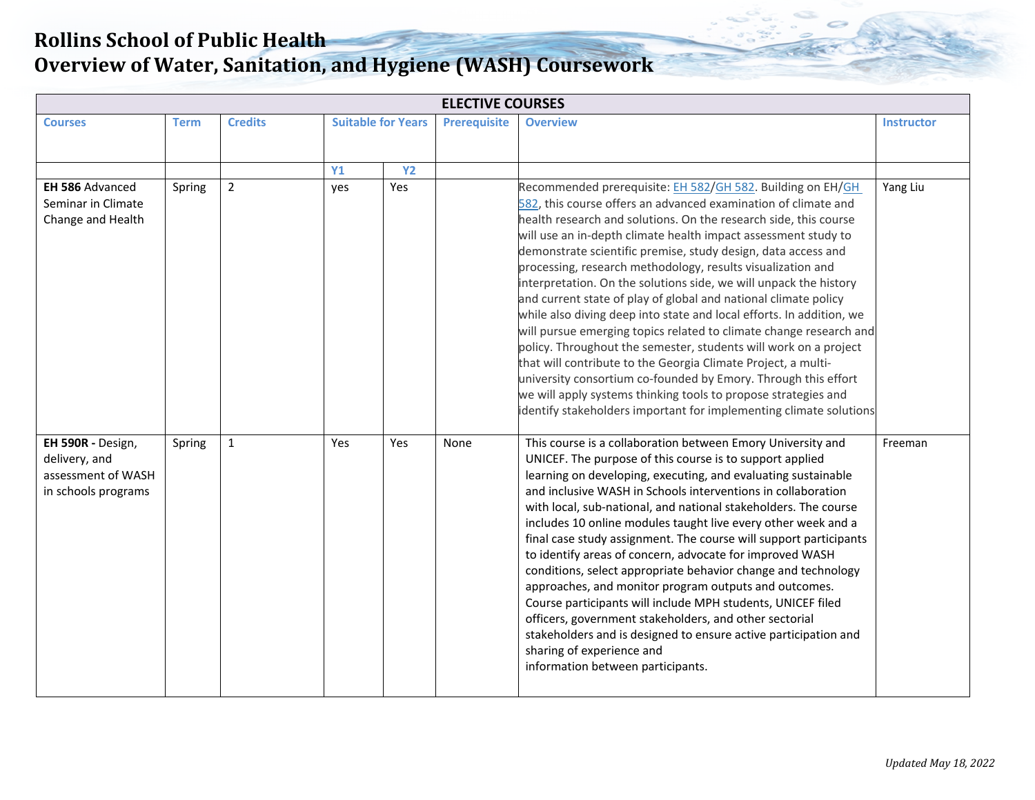# Rollins School of Public Health
# Overview of Water, Sanitation, and Hygiene (WASH) Coursework

| ELECTIVE COURSES | | | | | | | |
|---|---|---|---|---|---|---|---|
| **Courses** | **Term** | **Credits** | **Suitable for Years** | | **Prerequisite** | **Overview** | **Instructor** |
| | | | **Y1** | **Y2** | | | |
| **EH 586** Advanced Seminar in Climate Change and Health | Spring | 2 | yes | Yes | | Recommended prerequisite: EH 582/GH 582. Building on EH/GH 582, this course offers an advanced examination of climate and health research and solutions. On the research side, this course will use an in-depth climate health impact assessment study to demonstrate scientific premise, study design, data access and processing, research methodology, results visualization and interpretation. On the solutions side, we will unpack the history and current state of play of global and national climate policy while also diving deep into state and local efforts. In addition, we will pursue emerging topics related to climate change research and policy. Throughout the semester, students will work on a project that will contribute to the Georgia Climate Project, a multi-university consortium co-founded by Emory. Through this effort we will apply systems thinking tools to propose strategies and identify stakeholders important for implementing climate solutions | Yang Liu |
| **EH 590R -** Design, delivery, and assessment of WASH in schools programs | Spring | 1 | Yes | Yes | None | This course is a collaboration between Emory University and UNICEF. The purpose of this course is to support applied learning on developing, executing, and evaluating sustainable and inclusive WASH in Schools interventions in collaboration with local, sub-national, and national stakeholders. The course includes 10 online modules taught live every other week and a final case study assignment. The course will support participants to identify areas of concern, advocate for improved WASH conditions, select appropriate behavior change and technology approaches, and monitor program outputs and outcomes. Course participants will include MPH students, UNICEF filed officers, government stakeholders, and other sectorial stakeholders and is designed to ensure active participation and sharing of experience and information between participants. | Freeman |

*Updated May 18, 2022*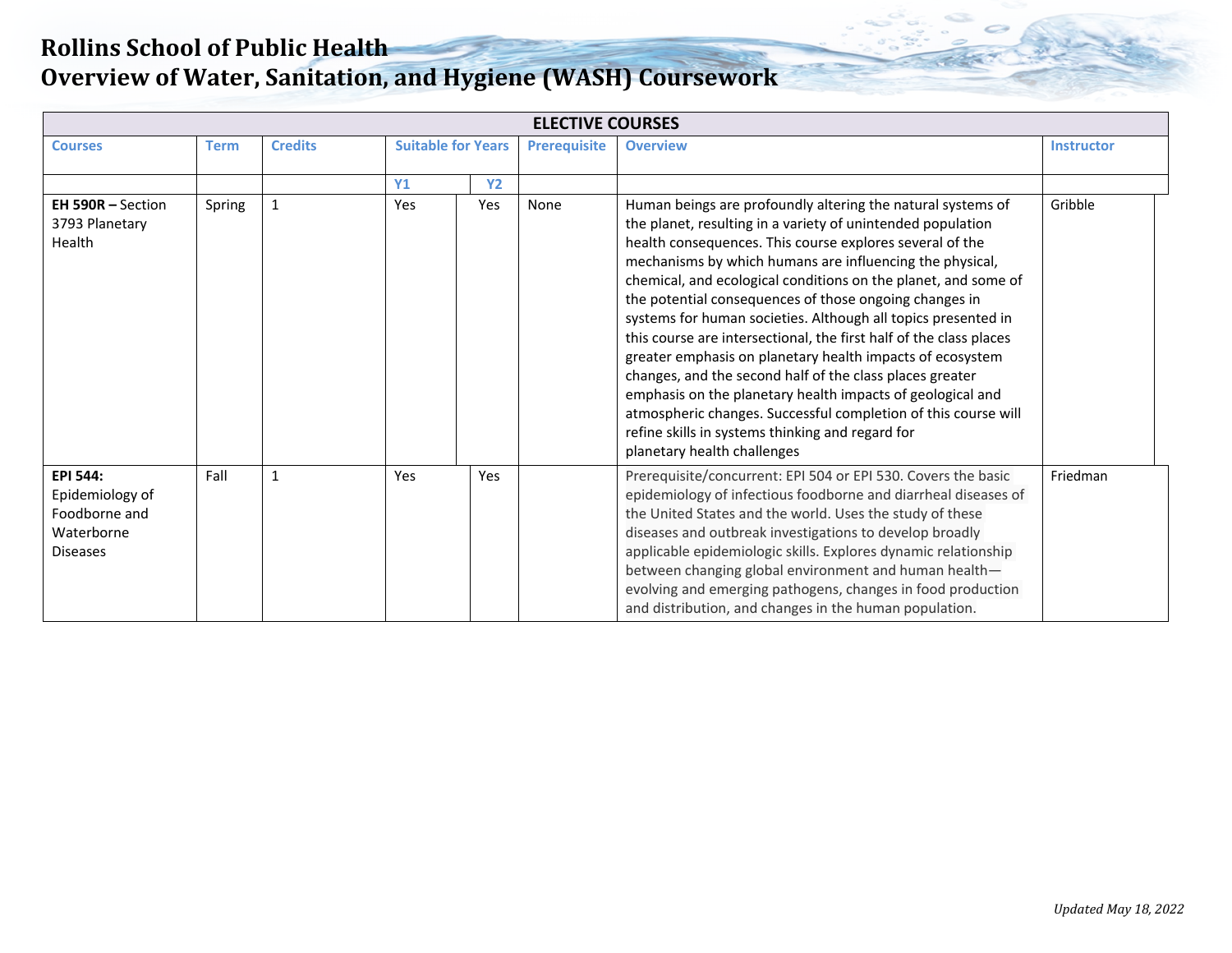# Rollins School of Public Health
# Overview of Water, Sanitation, and Hygiene (WASH) Coursework

| ELECTIVE COURSES | | | | | | | |
|---|---|---|---|---|---|---|---|
| **Courses** | **Term** | **Credits** | **Suitable for Years** | | **Prerequisite** | **Overview** | **Instructor** |
| | | | **Y1** | **Y2** | | | |
| **EH 590R –** Section 3793 Planetary Health | Spring | 1 | Yes | Yes | None | Human beings are profoundly altering the natural systems of the planet, resulting in a variety of unintended population health consequences. This course explores several of the mechanisms by which humans are influencing the physical, chemical, and ecological conditions on the planet, and some of the potential consequences of those ongoing changes in systems for human societies. Although all topics presented in this course are intersectional, the first half of the class places greater emphasis on planetary health impacts of ecosystem changes, and the second half of the class places greater emphasis on the planetary health impacts of geological and atmospheric changes. Successful completion of this course will refine skills in systems thinking and regard for planetary health challenges | Gribble |
| **EPI 544:** Epidemiology of Foodborne and Waterborne Diseases | Fall | 1 | Yes | Yes | | Prerequisite/concurrent: EPI 504 or EPI 530. Covers the basic epidemiology of infectious foodborne and diarrheal diseases of the United States and the world. Uses the study of these diseases and outbreak investigations to develop broadly applicable epidemiologic skills. Explores dynamic relationship between changing global environment and human health—evolving and emerging pathogens, changes in food production and distribution, and changes in the human population. | Friedman |

*Updated May 18, 2022*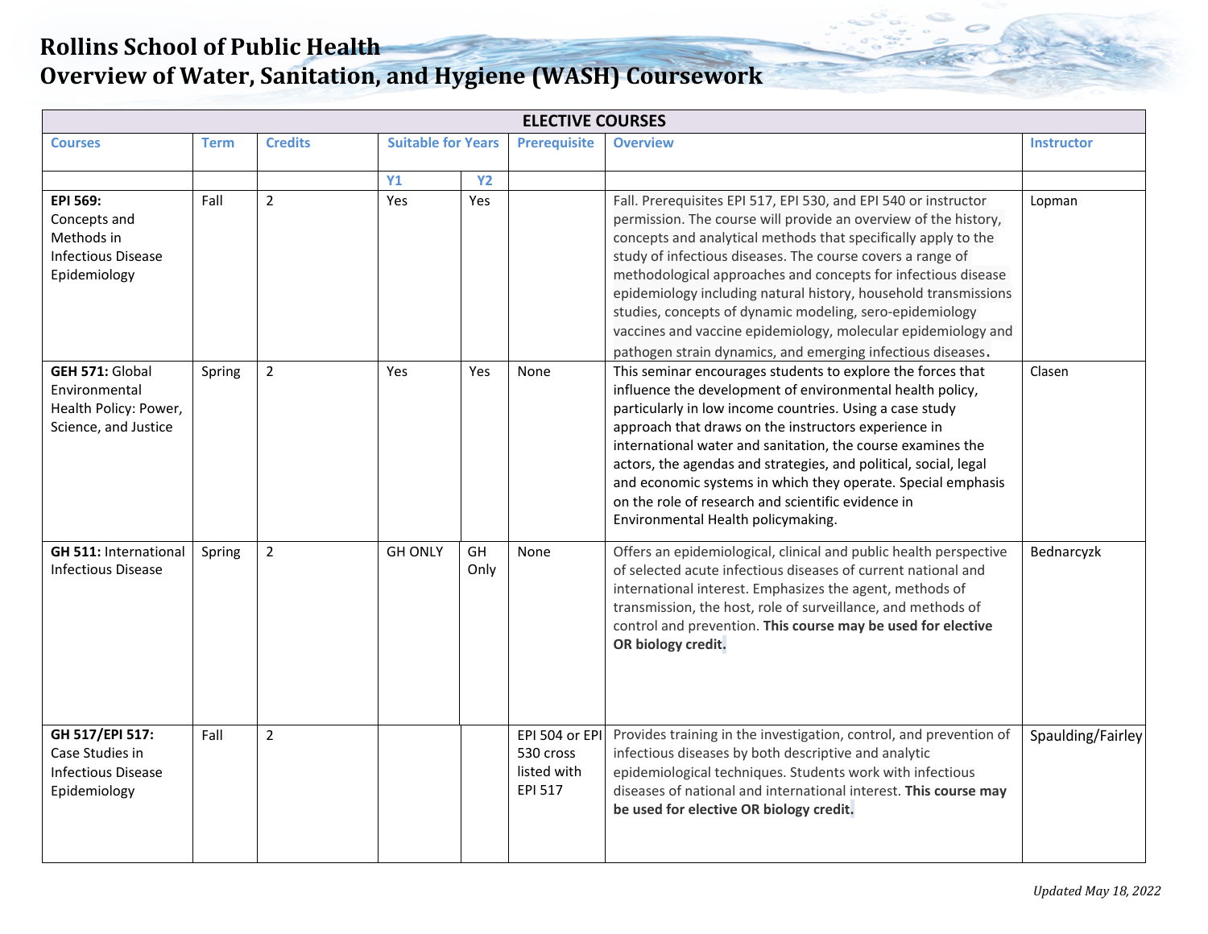# Rollins School of Public Health
# Overview of Water, Sanitation, and Hygiene (WASH) Coursework

| ELECTIVE COURSES | | | | | | | |
|---|---|---|---|---|---|---|---|
| Courses | Term | Credits | Suitable for Years | | Prerequisite | Overview | Instructor |
| | | | Y1 | Y2 | | | |
| **EPI 569:** Concepts and Methods in Infectious Disease Epidemiology | Fall | 2 | Yes | Yes | | Fall. Prerequisites EPI 517, EPI 530, and EPI 540 or instructor permission. The course will provide an overview of the history, concepts and analytical methods that specifically apply to the study of infectious diseases. The course covers a range of methodological approaches and concepts for infectious disease epidemiology including natural history, household transmissions studies, concepts of dynamic modeling, sero-epidemiology vaccines and vaccine epidemiology, molecular epidemiology and pathogen strain dynamics, and emerging infectious diseases. | Lopman |
| **GEH 571:** Global Environmental Health Policy: Power, Science, and Justice | Spring | 2 | Yes | Yes | None | This seminar encourages students to explore the forces that influence the development of environmental health policy, particularly in low income countries. Using a case study approach that draws on the instructors experience in international water and sanitation, the course examines the actors, the agendas and strategies, and political, social, legal and economic systems in which they operate. Special emphasis on the role of research and scientific evidence in Environmental Health policymaking. | Clasen |
| **GH 511:** International Infectious Disease | Spring | 2 | GH ONLY | GH Only | None | Offers an epidemiological, clinical and public health perspective of selected acute infectious diseases of current national and international interest. Emphasizes the agent, methods of transmission, the host, role of surveillance, and methods of control and prevention. **This course may be used for elective OR biology credit.** | Bednarczyk |
| **GH 517/EPI 517:** Case Studies in Infectious Disease Epidemiology | Fall | 2 | | | EPI 504 or EPI 530 cross listed with EPI 517 | Provides training in the investigation, control, and prevention of infectious diseases by both descriptive and analytic epidemiological techniques. Students work with infectious diseases of national and international interest. **This course may be used for elective OR biology credit.** | Spaulding/Fairley |

*Updated May 18, 2022*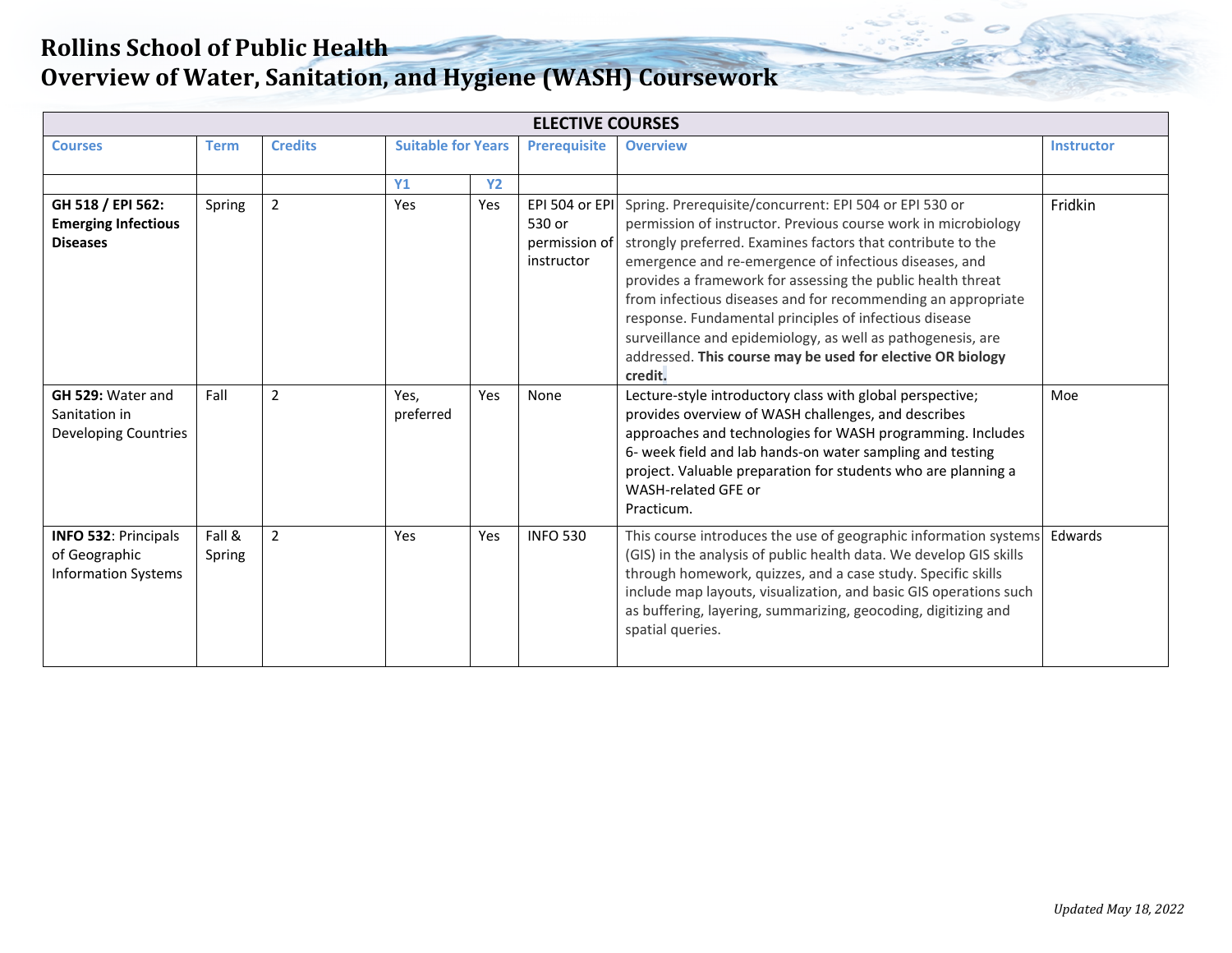# Rollins School of Public Health
# Overview of Water, Sanitation, and Hygiene (WASH) Coursework

| ELECTIVE COURSES | | | | | | | |
|---|---|---|---|---|---|---|---|
| Courses | Term | Credits | Suitable for Years | | Prerequisite | Overview | Instructor |
| | | | Y1 | Y2 | | | |
| **GH 518 / EPI 562: Emerging Infectious Diseases** | Spring | 2 | Yes | Yes | EPI 504 or EPI 530 or permission of instructor | Spring. Prerequisite/concurrent: EPI 504 or EPI 530 or permission of instructor. Previous course work in microbiology strongly preferred. Examines factors that contribute to the emergence and re-emergence of infectious diseases, and provides a framework for assessing the public health threat from infectious diseases and for recommending an appropriate response. Fundamental principles of infectious disease surveillance and epidemiology, as well as pathogenesis, are addressed. **This course may be used for elective OR biology credit.** | Fridkin |
| **GH 529:** Water and Sanitation in Developing Countries | Fall | 2 | Yes, preferred | Yes | None | Lecture-style introductory class with global perspective; provides overview of WASH challenges, and describes approaches and technologies for WASH programming. Includes 6- week field and lab hands-on water sampling and testing project. Valuable preparation for students who are planning a WASH-related GFE or Practicum. | Moe |
| **INFO 532**: Principals of Geographic Information Systems | Fall & Spring | 2 | Yes | Yes | INFO 530 | This course introduces the use of geographic information systems (GIS) in the analysis of public health data. We develop GIS skills through homework, quizzes, and a case study. Specific skills include map layouts, visualization, and basic GIS operations such as buffering, layering, summarizing, geocoding, digitizing and spatial queries. | Edwards |

*Updated May 18, 2022*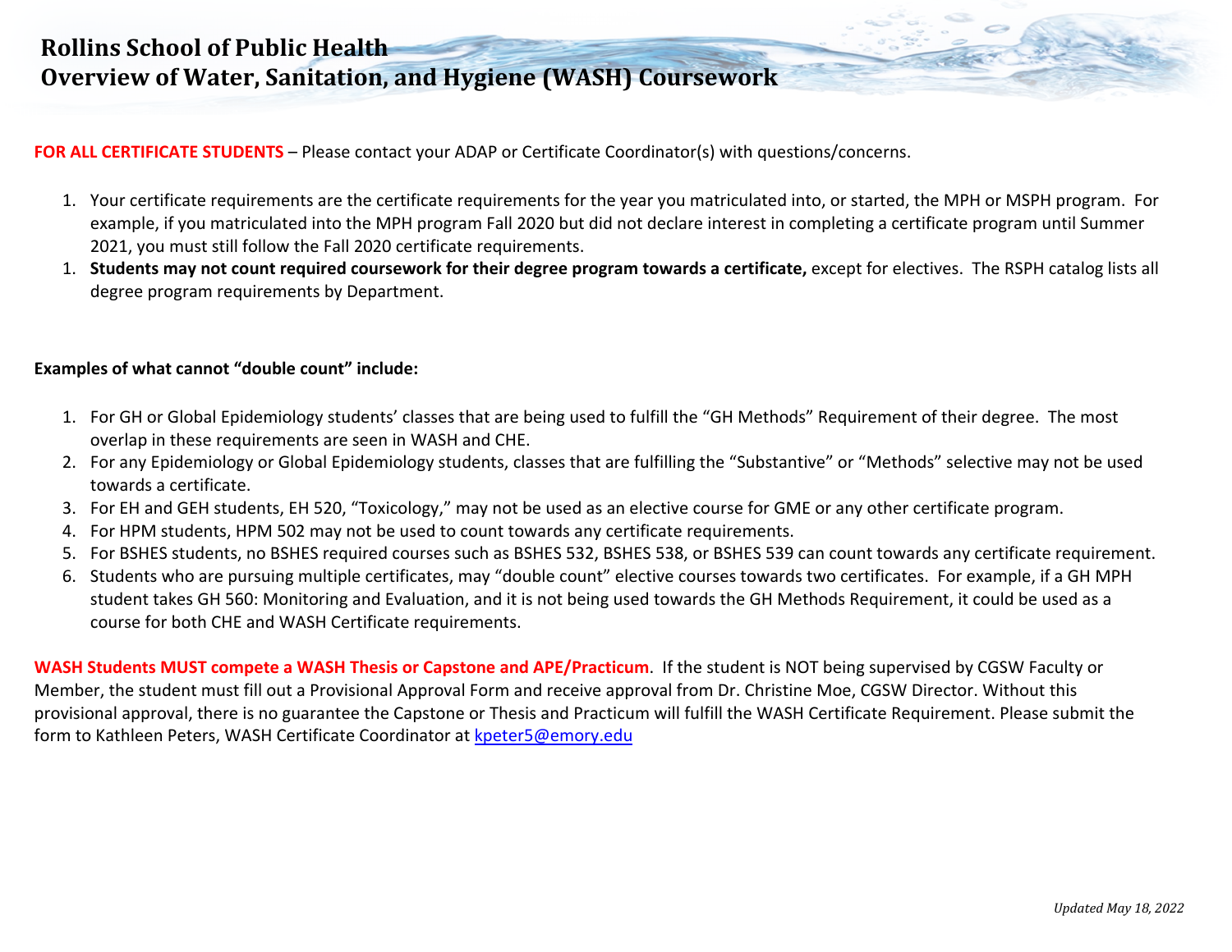# Rollins School of Public Health
## Overview of Water, Sanitation, and Hygiene (WASH) Coursework

**FOR ALL CERTIFICATE STUDENTS** – Please contact your ADAP or Certificate Coordinator(s) with questions/concerns.

1. Your certificate requirements are the certificate requirements for the year you matriculated into, or started, the MPH or MSPH program. For example, if you matriculated into the MPH program Fall 2020 but did not declare interest in completing a certificate program until Summer 2021, you must still follow the Fall 2020 certificate requirements.
1. **Students may not count required coursework for their degree program towards a certificate,** except for electives. The RSPH catalog lists all degree program requirements by Department.

**Examples of what cannot "double count" include:**

1. For GH or Global Epidemiology students' classes that are being used to fulfill the "GH Methods" Requirement of their degree. The most overlap in these requirements are seen in WASH and CHE.
2. For any Epidemiology or Global Epidemiology students, classes that are fulfilling the "Substantive" or "Methods" selective may not be used towards a certificate.
3. For EH and GEH students, EH 520, "Toxicology," may not be used as an elective course for GME or any other certificate program.
4. For HPM students, HPM 502 may not be used to count towards any certificate requirements.
5. For BSHES students, no BSHES required courses such as BSHES 532, BSHES 538, or BSHES 539 can count towards any certificate requirement.
6. Students who are pursuing multiple certificates, may "double count" elective courses towards two certificates. For example, if a GH MPH student takes GH 560: Monitoring and Evaluation, and it is not being used towards the GH Methods Requirement, it could be used as a course for both CHE and WASH Certificate requirements.

**WASH Students MUST compete a WASH Thesis or Capstone and APE/Practicum**. If the student is NOT being supervised by CGSW Faculty or Member, the student must fill out a Provisional Approval Form and receive approval from Dr. Christine Moe, CGSW Director. Without this provisional approval, there is no guarantee the Capstone or Thesis and Practicum will fulfill the WASH Certificate Requirement. Please submit the form to Kathleen Peters, WASH Certificate Coordinator at kpeter5@emory.edu

*Updated May 18, 2022*